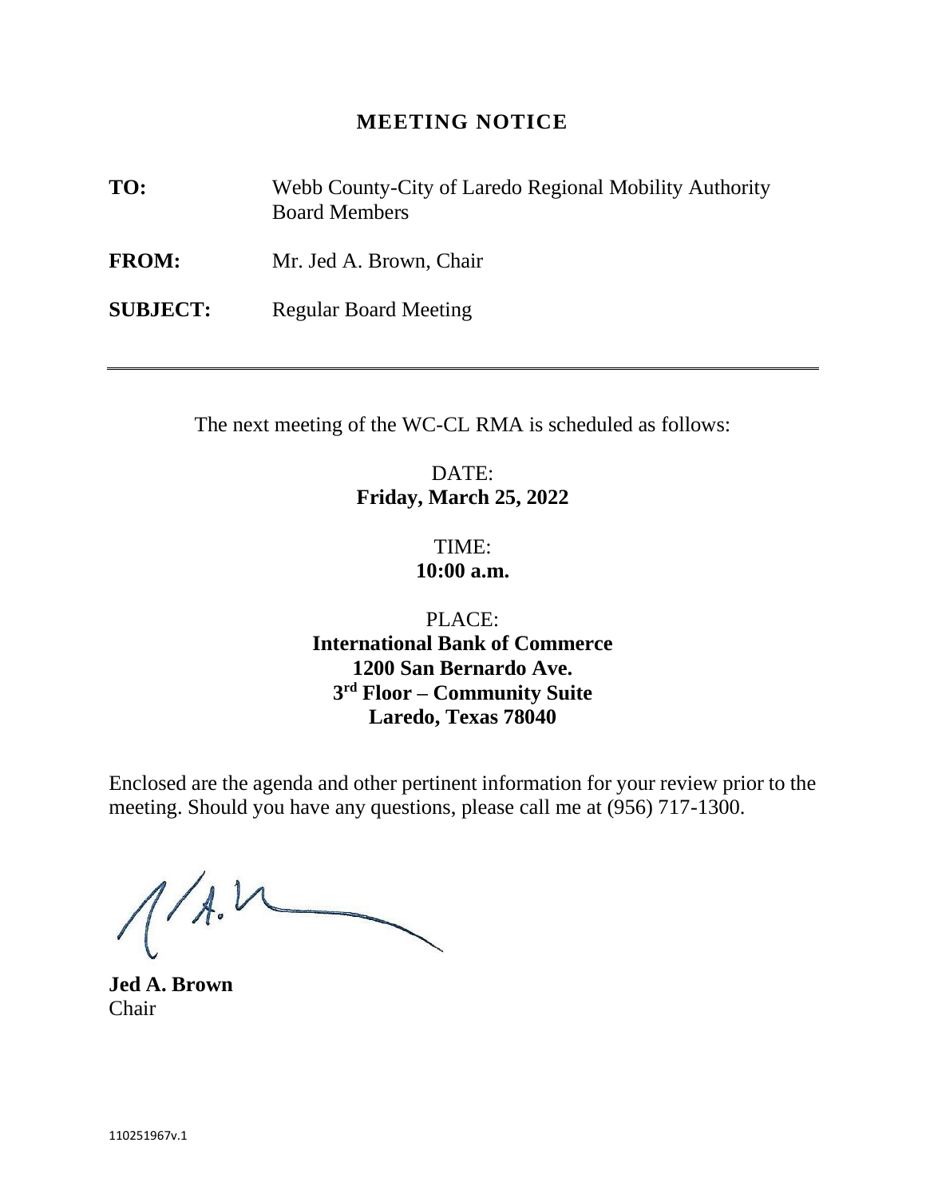# MEETING NOTICE

**TO:** Webb County-City of Laredo Regional Mobility Authority Board Members

**FROM:** Mr. Jed A. Brown, Chair

**SUBJECT:** Regular Board Meeting

---

The next meeting of the WC-CL RMA is scheduled as follows:

DATE:
**Friday, March 25, 2022**

TIME:
**10:00 a.m.**

PLACE:
**International Bank of Commerce**
**1200 San Bernardo Ave.**
**3rd Floor – Community Suite**
**Laredo, Texas 78040**

Enclosed are the agenda and other pertinent information for your review prior to the meeting. Should you have any questions, please call me at (956) 717-1300.

**Jed A. Brown**
Chair

110251967v.1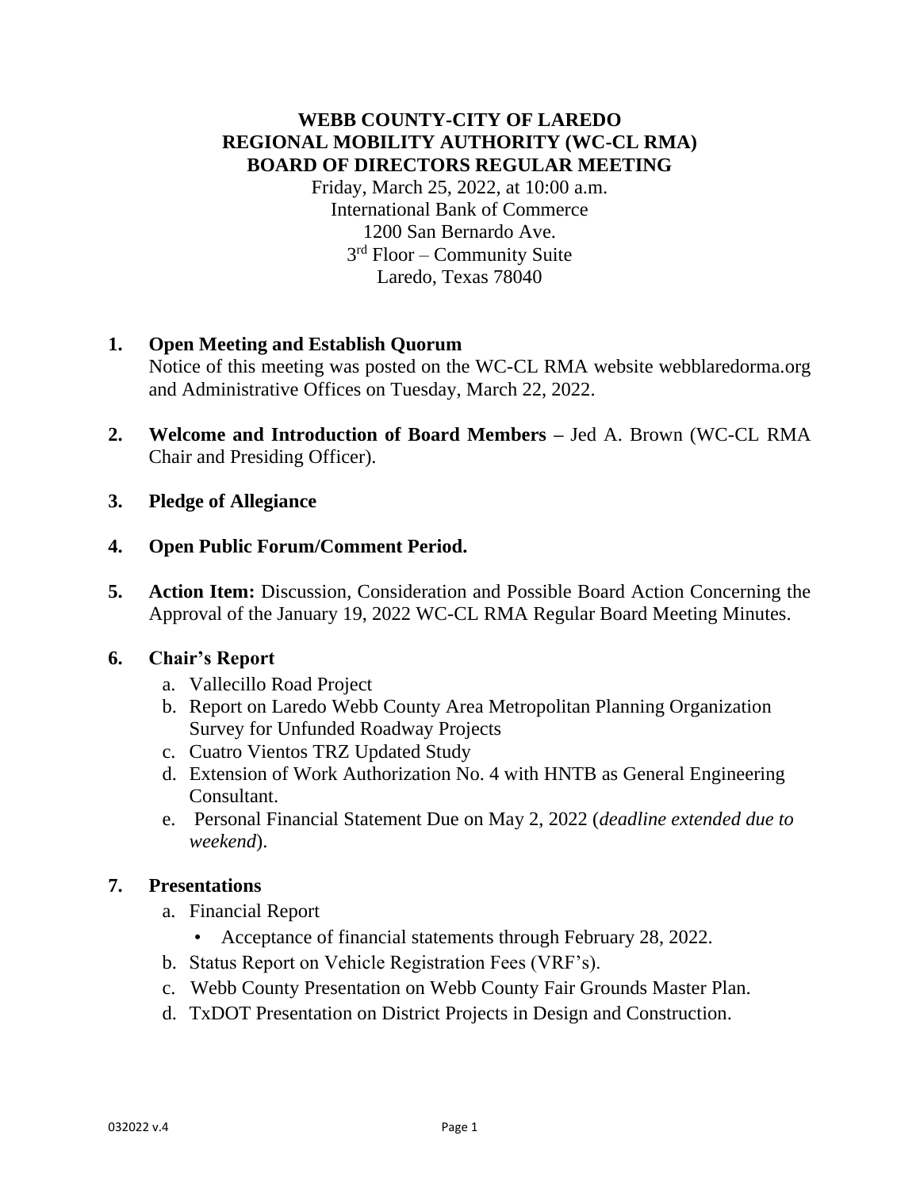# WEBB COUNTY-CITY OF LAREDO REGIONAL MOBILITY AUTHORITY (WC-CL RMA) BOARD OF DIRECTORS REGULAR MEETING

Friday, March 25, 2022, at 10:00 a.m.
International Bank of Commerce
1200 San Bernardo Ave.
3rd Floor – Community Suite
Laredo, Texas 78040

1. **Open Meeting and Establish Quorum**
   Notice of this meeting was posted on the WC-CL RMA website webblaredorma.org and Administrative Offices on Tuesday, March 22, 2022.

2. **Welcome and Introduction of Board Members –** Jed A. Brown (WC-CL RMA Chair and Presiding Officer).

3. **Pledge of Allegiance**

4. **Open Public Forum/Comment Period.**

5. **Action Item:** Discussion, Consideration and Possible Board Action Concerning the Approval of the January 19, 2022 WC-CL RMA Regular Board Meeting Minutes.

6. **Chair's Report**
   a. Vallecillo Road Project
   b. Report on Laredo Webb County Area Metropolitan Planning Organization Survey for Unfunded Roadway Projects
   c. Cuatro Vientos TRZ Updated Study
   d. Extension of Work Authorization No. 4 with HNTB as General Engineering Consultant.
   e. Personal Financial Statement Due on May 2, 2022 (*deadline extended due to weekend*).

7. **Presentations**
   a. Financial Report
      - Acceptance of financial statements through February 28, 2022.
   b. Status Report on Vehicle Registration Fees (VRF's).
   c. Webb County Presentation on Webb County Fair Grounds Master Plan.
   d. TxDOT Presentation on District Projects in Design and Construction.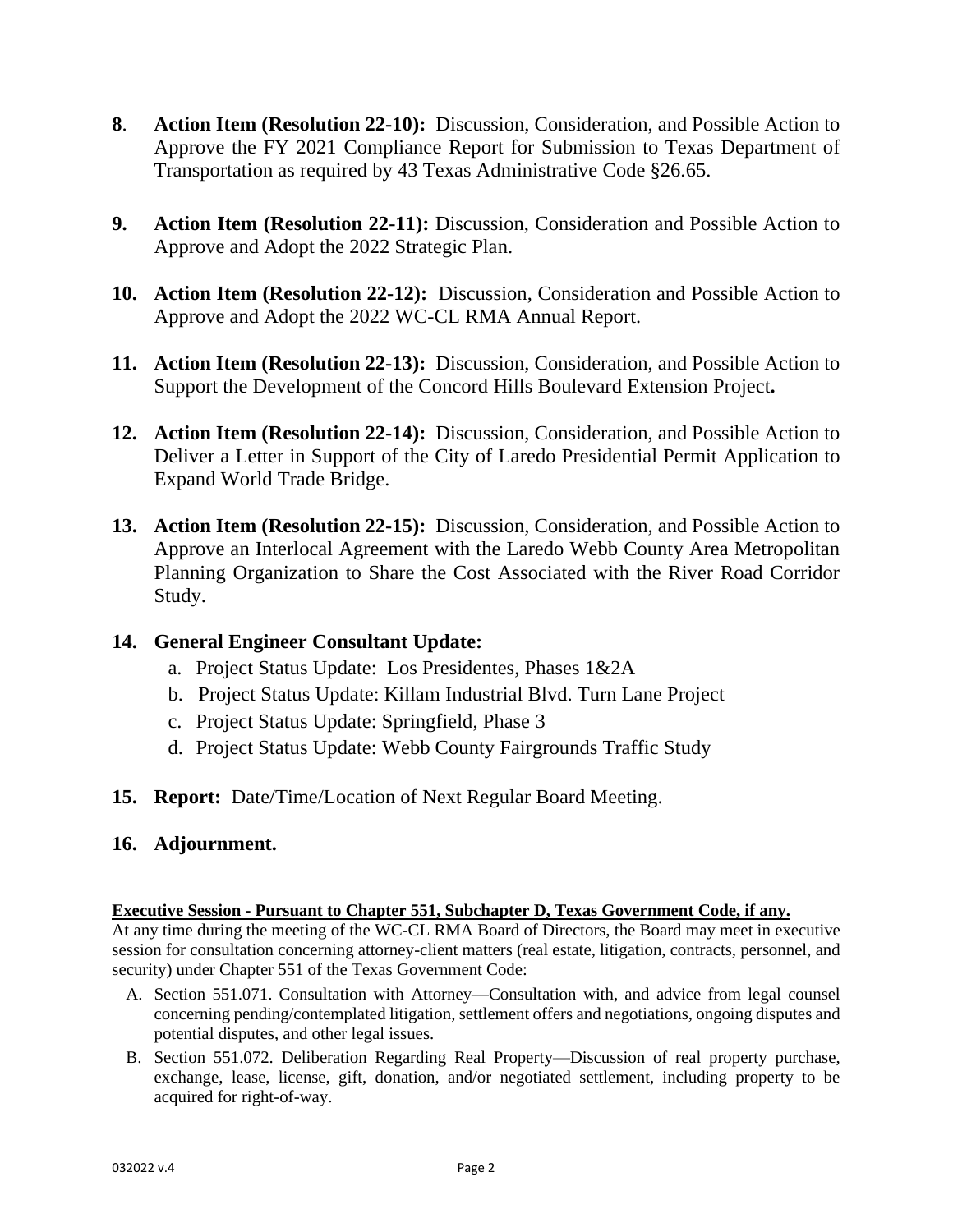**8**. **Action Item (Resolution 22-10):** Discussion, Consideration, and Possible Action to Approve the FY 2021 Compliance Report for Submission to Texas Department of Transportation as required by 43 Texas Administrative Code §26.65.

**9. Action Item (Resolution 22-11):** Discussion, Consideration and Possible Action to Approve and Adopt the 2022 Strategic Plan.

**10. Action Item (Resolution 22-12):** Discussion, Consideration and Possible Action to Approve and Adopt the 2022 WC-CL RMA Annual Report.

**11. Action Item (Resolution 22-13):** Discussion, Consideration, and Possible Action to Support the Development of the Concord Hills Boulevard Extension Project**.**

**12. Action Item (Resolution 22-14):** Discussion, Consideration, and Possible Action to Deliver a Letter in Support of the City of Laredo Presidential Permit Application to Expand World Trade Bridge.

**13. Action Item (Resolution 22-15):** Discussion, Consideration, and Possible Action to Approve an Interlocal Agreement with the Laredo Webb County Area Metropolitan Planning Organization to Share the Cost Associated with the River Road Corridor Study.

**14. General Engineer Consultant Update:**

a. Project Status Update: Los Presidentes, Phases 1&2A
b. Project Status Update: Killam Industrial Blvd. Turn Lane Project
c. Project Status Update: Springfield, Phase 3
d. Project Status Update: Webb County Fairgrounds Traffic Study

**15. Report:** Date/Time/Location of Next Regular Board Meeting.

**16. Adjournment.**

**Executive Session - Pursuant to Chapter 551, Subchapter D, Texas Government Code, if any.**

At any time during the meeting of the WC-CL RMA Board of Directors, the Board may meet in executive session for consultation concerning attorney-client matters (real estate, litigation, contracts, personnel, and security) under Chapter 551 of the Texas Government Code:

A. Section 551.071. Consultation with Attorney—Consultation with, and advice from legal counsel concerning pending/contemplated litigation, settlement offers and negotiations, ongoing disputes and potential disputes, and other legal issues.
B. Section 551.072. Deliberation Regarding Real Property—Discussion of real property purchase, exchange, lease, license, gift, donation, and/or negotiated settlement, including property to be acquired for right-of-way.

032022 v.4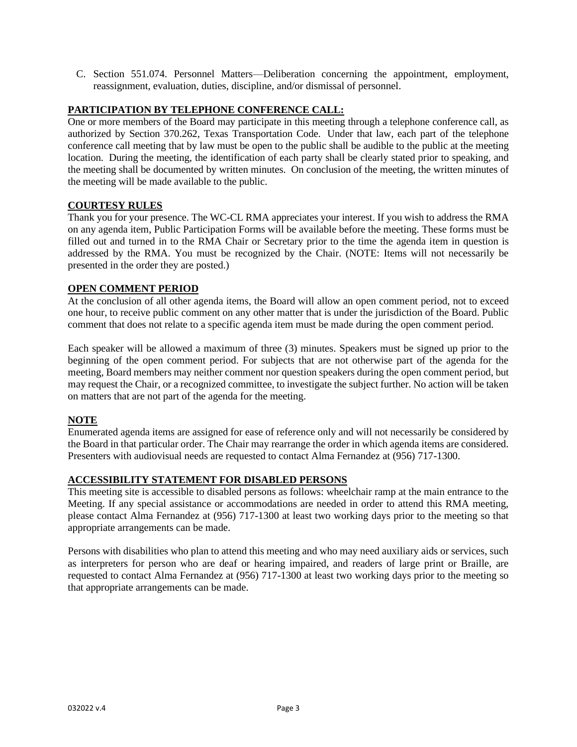C. Section 551.074. Personnel Matters—Deliberation concerning the appointment, employment, reassignment, evaluation, duties, discipline, and/or dismissal of personnel.

## PARTICIPATION BY TELEPHONE CONFERENCE CALL:

One or more members of the Board may participate in this meeting through a telephone conference call, as authorized by Section 370.262, Texas Transportation Code. Under that law, each part of the telephone conference call meeting that by law must be open to the public shall be audible to the public at the meeting location. During the meeting, the identification of each party shall be clearly stated prior to speaking, and the meeting shall be documented by written minutes. On conclusion of the meeting, the written minutes of the meeting will be made available to the public.

## COURTESY RULES

Thank you for your presence. The WC-CL RMA appreciates your interest. If you wish to address the RMA on any agenda item, Public Participation Forms will be available before the meeting. These forms must be filled out and turned in to the RMA Chair or Secretary prior to the time the agenda item in question is addressed by the RMA. You must be recognized by the Chair. (NOTE: Items will not necessarily be presented in the order they are posted.)

## OPEN COMMENT PERIOD

At the conclusion of all other agenda items, the Board will allow an open comment period, not to exceed one hour, to receive public comment on any other matter that is under the jurisdiction of the Board. Public comment that does not relate to a specific agenda item must be made during the open comment period.

Each speaker will be allowed a maximum of three (3) minutes. Speakers must be signed up prior to the beginning of the open comment period. For subjects that are not otherwise part of the agenda for the meeting, Board members may neither comment nor question speakers during the open comment period, but may request the Chair, or a recognized committee, to investigate the subject further. No action will be taken on matters that are not part of the agenda for the meeting.

## NOTE

Enumerated agenda items are assigned for ease of reference only and will not necessarily be considered by the Board in that particular order. The Chair may rearrange the order in which agenda items are considered. Presenters with audiovisual needs are requested to contact Alma Fernandez at (956) 717-1300.

## ACCESSIBILITY STATEMENT FOR DISABLED PERSONS

This meeting site is accessible to disabled persons as follows: wheelchair ramp at the main entrance to the Meeting. If any special assistance or accommodations are needed in order to attend this RMA meeting, please contact Alma Fernandez at (956) 717-1300 at least two working days prior to the meeting so that appropriate arrangements can be made.

Persons with disabilities who plan to attend this meeting and who may need auxiliary aids or services, such as interpreters for person who are deaf or hearing impaired, and readers of large print or Braille, are requested to contact Alma Fernandez at (956) 717-1300 at least two working days prior to the meeting so that appropriate arrangements can be made.